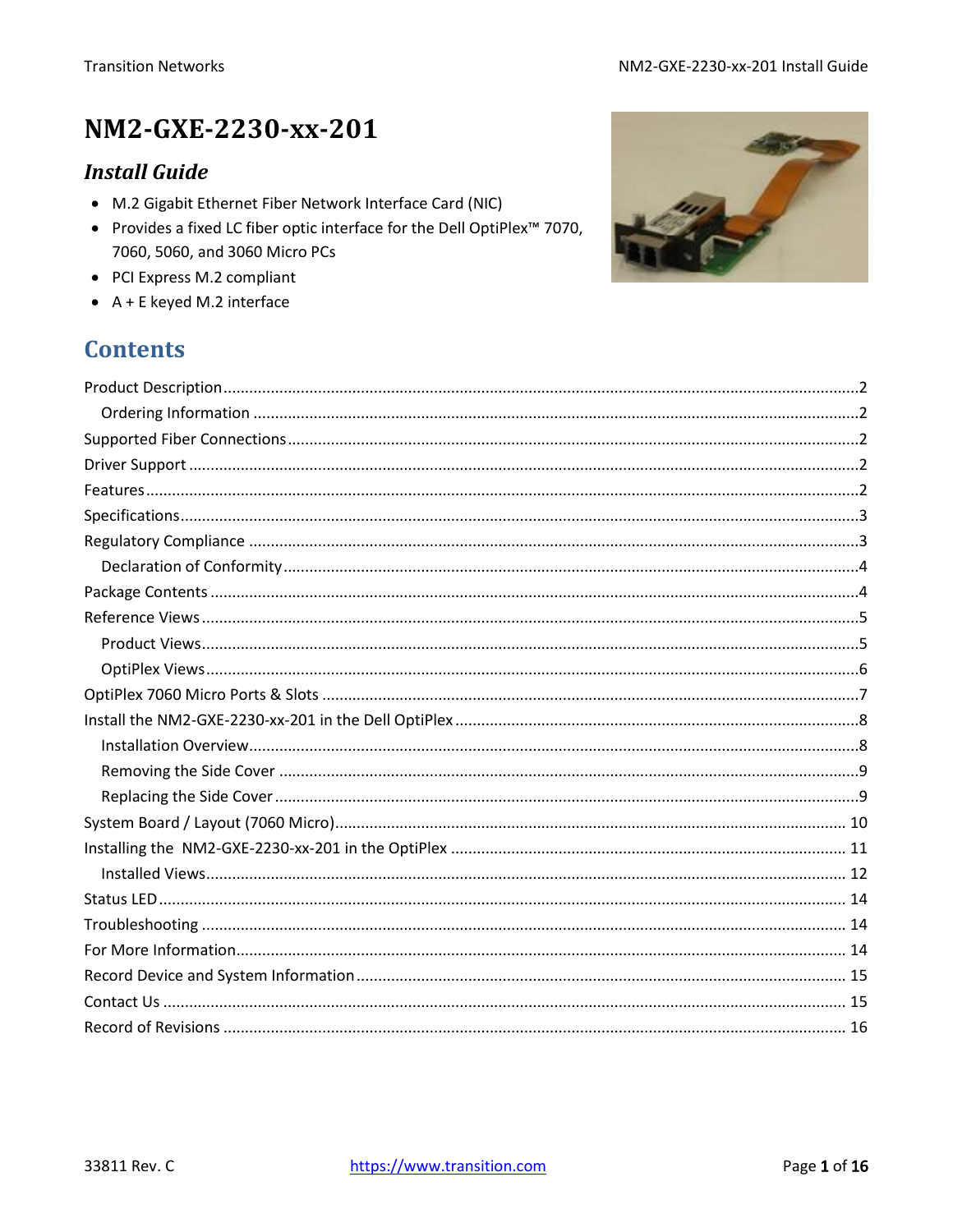# NM2-GXE-2230-xx-201

## *Install Guide*

- M.2 Gigabit Ethernet Fiber Network Interface Card (NIC)
- Provides a fixed LC fiber optic interface for the Dell OptiPlex™ 7070, 7060, 5060, and 3060 Micro PCs
- PCI Express M.2 compliant
- A + E keyed M.2 interface

## Contents

Product Description ........................................ 2
  Ordering Information ........................................ 2
Supported Fiber Connections ........................................ 2
Driver Support ........................................ 2
Features ........................................ 2
Specifications ........................................ 3
Regulatory Compliance ........................................ 3
  Declaration of Conformity ........................................ 4
Package Contents ........................................ 4
Reference Views ........................................ 5
  Product Views ........................................ 5
  OptiPlex Views ........................................ 6
OptiPlex 7060 Micro Ports & Slots ........................................ 7
Install the NM2-GXE-2230-xx-201 in the Dell OptiPlex ........................................ 8
  Installation Overview ........................................ 8
  Removing the Side Cover ........................................ 9
  Replacing the Side Cover ........................................ 9
System Board / Layout (7060 Micro) ........................................ 10
Installing the NM2-GXE-2230-xx-201 in the OptiPlex ........................................ 11
  Installed Views ........................................ 12
Status LED ........................................ 14
Troubleshooting ........................................ 14
For More Information ........................................ 14
Record Device and System Information ........................................ 15
Contact Us ........................................ 15
Record of Revisions ........................................ 16

33811 Rev. C https://www.transition.com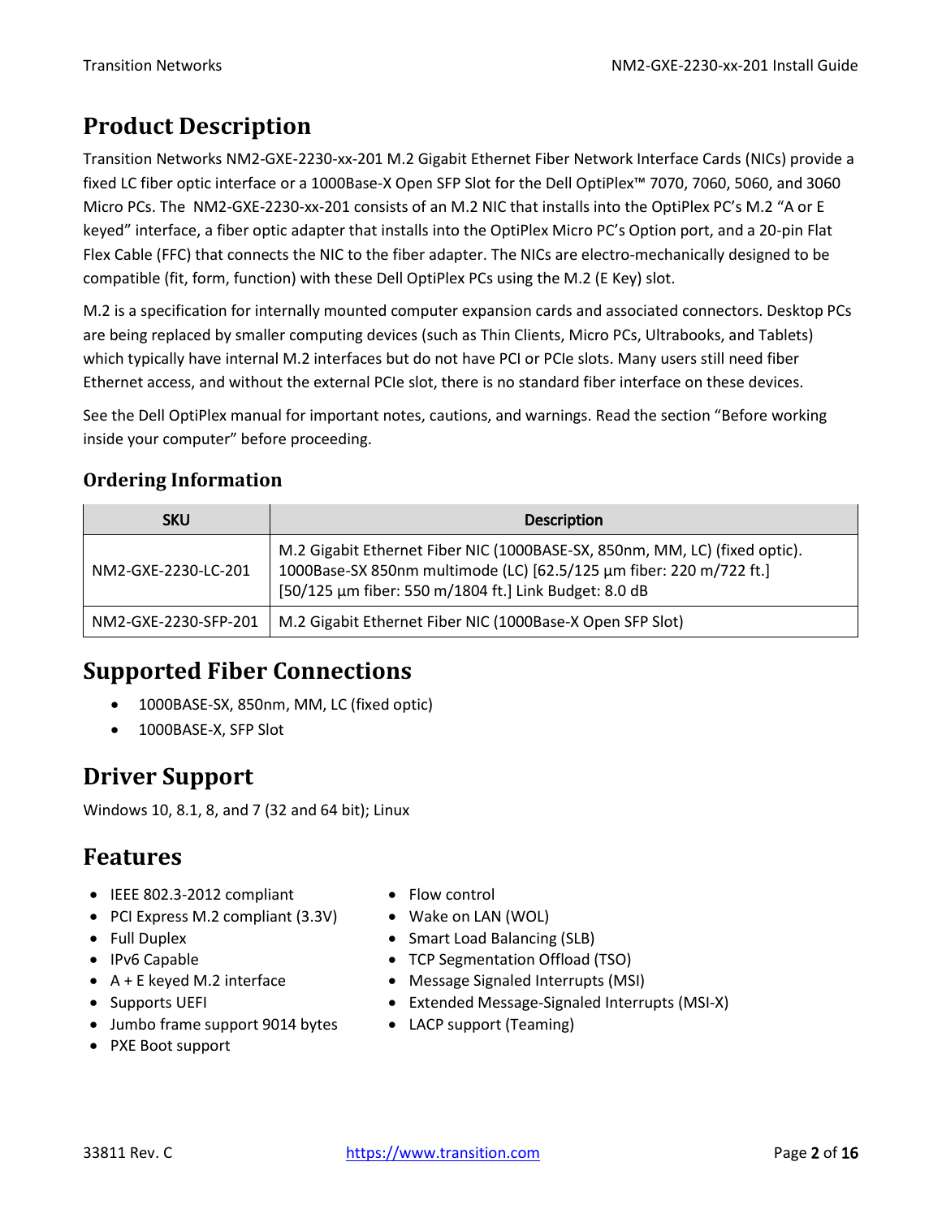# Product Description

Transition Networks NM2-GXE-2230-xx-201 M.2 Gigabit Ethernet Fiber Network Interface Cards (NICs) provide a fixed LC fiber optic interface or a 1000Base-X Open SFP Slot for the Dell OptiPlex™ 7070, 7060, 5060, and 3060 Micro PCs. The NM2-GXE-2230-xx-201 consists of an M.2 NIC that installs into the OptiPlex PC's M.2 "A or E keyed" interface, a fiber optic adapter that installs into the OptiPlex Micro PC's Option port, and a 20-pin Flat Flex Cable (FFC) that connects the NIC to the fiber adapter. The NICs are electro-mechanically designed to be compatible (fit, form, function) with these Dell OptiPlex PCs using the M.2 (E Key) slot.

M.2 is a specification for internally mounted computer expansion cards and associated connectors. Desktop PCs are being replaced by smaller computing devices (such as Thin Clients, Micro PCs, Ultrabooks, and Tablets) which typically have internal M.2 interfaces but do not have PCI or PCIe slots. Many users still need fiber Ethernet access, and without the external PCIe slot, there is no standard fiber interface on these devices.

See the Dell OptiPlex manual for important notes, cautions, and warnings. Read the section "Before working inside your computer" before proceeding.

## Ordering Information

| SKU | Description |
| --- | --- |
| NM2-GXE-2230-LC-201 | M.2 Gigabit Ethernet Fiber NIC (1000BASE-SX, 850nm, MM, LC) (fixed optic). 1000Base-SX 850nm multimode (LC) [62.5/125 µm fiber: 220 m/722 ft.] [50/125 µm fiber: 550 m/1804 ft.] Link Budget: 8.0 dB |
| NM2-GXE-2230-SFP-201 | M.2 Gigabit Ethernet Fiber NIC (1000Base-X Open SFP Slot) |

# Supported Fiber Connections

- 1000BASE-SX, 850nm, MM, LC (fixed optic)
- 1000BASE-X, SFP Slot

# Driver Support

Windows 10, 8.1, 8, and 7 (32 and 64 bit); Linux

# Features

- IEEE 802.3-2012 compliant
- PCI Express M.2 compliant (3.3V)
- Full Duplex
- IPv6 Capable
- A + E keyed M.2 interface
- Supports UEFI
- Jumbo frame support 9014 bytes
- PXE Boot support
- Flow control
- Wake on LAN (WOL)
- Smart Load Balancing (SLB)
- TCP Segmentation Offload (TSO)
- Message Signaled Interrupts (MSI)
- Extended Message-Signaled Interrupts (MSI-X)
- LACP support (Teaming)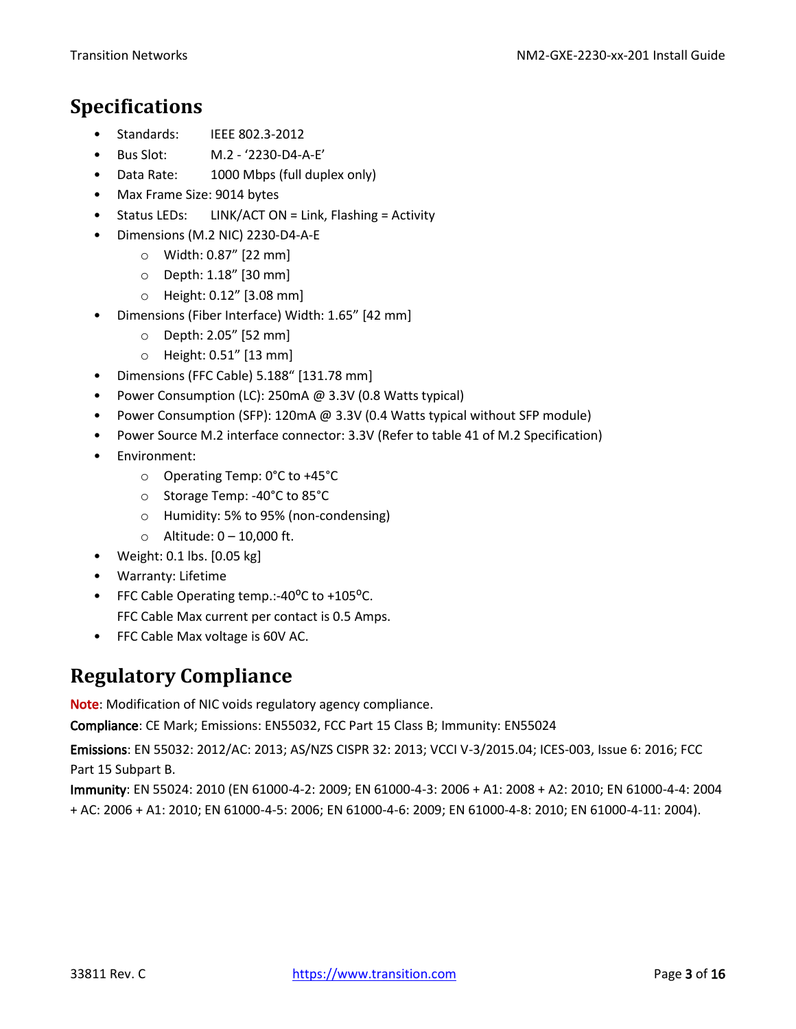# Specifications

- Standards: IEEE 802.3-2012
- Bus Slot: M.2 - '2230-D4-A-E'
- Data Rate: 1000 Mbps (full duplex only)
- Max Frame Size: 9014 bytes
- Status LEDs: LINK/ACT ON = Link, Flashing = Activity
- Dimensions (M.2 NIC) 2230-D4-A-E
    - Width: 0.87" [22 mm]
    - Depth: 1.18" [30 mm]
    - Height: 0.12" [3.08 mm]
- Dimensions (Fiber Interface) Width: 1.65" [42 mm]
    - Depth: 2.05" [52 mm]
    - Height: 0.51" [13 mm]
- Dimensions (FFC Cable) 5.188" [131.78 mm]
- Power Consumption (LC): 250mA @ 3.3V (0.8 Watts typical)
- Power Consumption (SFP): 120mA @ 3.3V (0.4 Watts typical without SFP module)
- Power Source M.2 interface connector: 3.3V (Refer to table 41 of M.2 Specification)
- Environment:
    - Operating Temp: 0°C to +45°C
    - Storage Temp: -40°C to 85°C
    - Humidity: 5% to 95% (non-condensing)
    - Altitude: 0 – 10,000 ft.
- Weight: 0.1 lbs. [0.05 kg]
- Warranty: Lifetime
- FFC Cable Operating temp.:-40ºC to +105ºC.
  FFC Cable Max current per contact is 0.5 Amps.
- FFC Cable Max voltage is 60V AC.

# Regulatory Compliance

**Note**: Modification of NIC voids regulatory agency compliance.

**Compliance**: CE Mark; Emissions: EN55032, FCC Part 15 Class B; Immunity: EN55024

**Emissions**: EN 55032: 2012/AC: 2013; AS/NZS CISPR 32: 2013; VCCI V-3/2015.04; ICES-003, Issue 6: 2016; FCC Part 15 Subpart B.

**Immunity**: EN 55024: 2010 (EN 61000-4-2: 2009; EN 61000-4-3: 2006 + A1: 2008 + A2: 2010; EN 61000-4-4: 2004 + AC: 2006 + A1: 2010; EN 61000-4-5: 2006; EN 61000-4-6: 2009; EN 61000-4-8: 2010; EN 61000-4-11: 2004).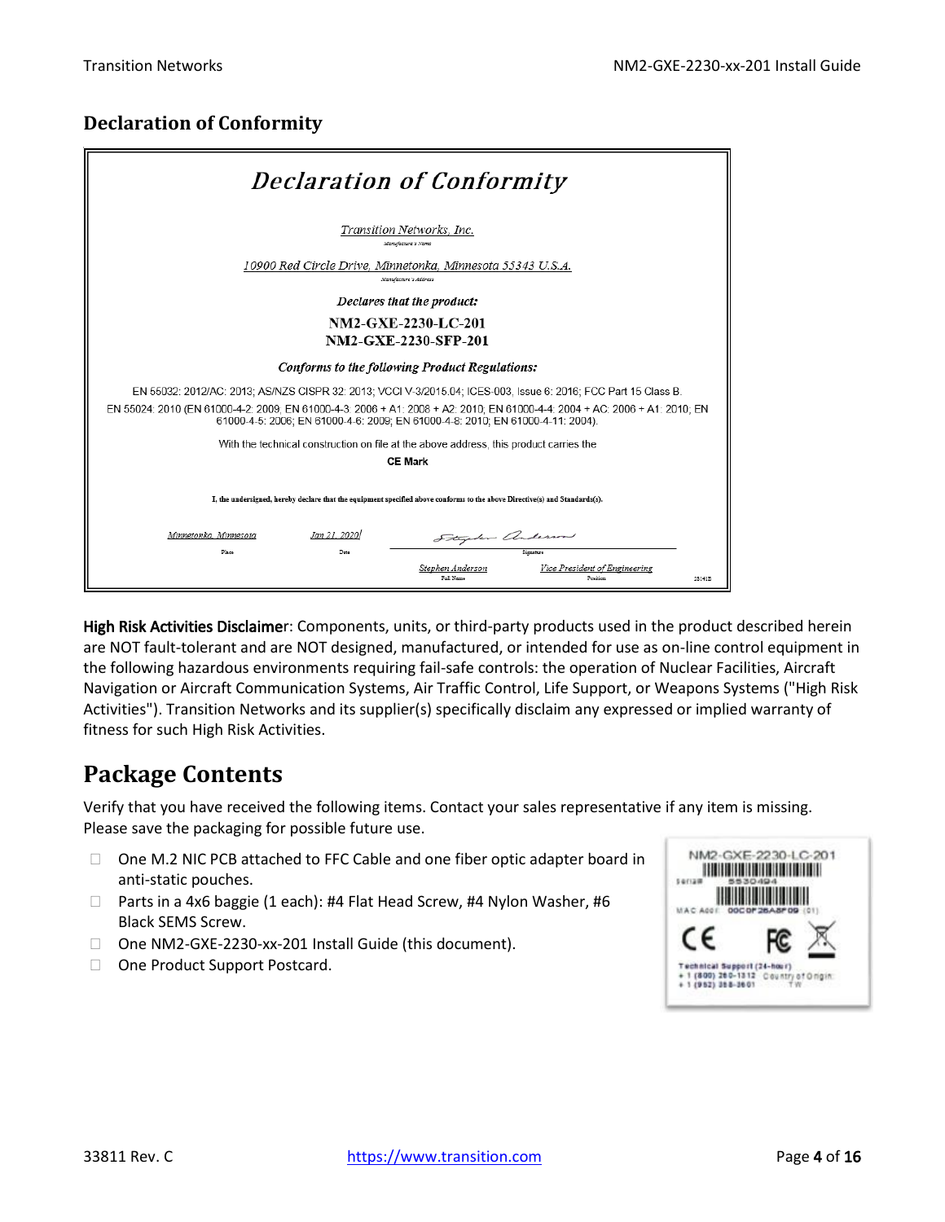### Declaration of Conformity

## *Declaration of Conformity*

*Transition Networks, Inc.*
Manufacturer's Name

*10900 Red Circle Drive, Minnetonka, Minnesota 55343 U.S.A.*
Manufacturer's Address

*Declares that the product:*

**NM2-GXE-2230-LC-201**
**NM2-GXE-2230-SFP-201**

*Conforms to the following Product Regulations:*

EN 55032: 2012/AC: 2013; AS/NZS CISPR 32: 2013; VCCI V-3/2015.04; ICES-003, Issue 6: 2016; FCC Part 15 Class B.

EN 55024: 2010 (EN 61000-4-2: 2009; EN 61000-4-3: 2006 + A1: 2008 + A2: 2010; EN 61000-4-4: 2004 + AC: 2006 + A1: 2010; EN 61000-4-5: 2006; EN 61000-4-6: 2009; EN 61000-4-8: 2010; EN 61000-4-11: 2004).

With the technical construction on file at the above address, this product carries the

**CE Mark**

**I, the undersigned, hereby declare that the equipment specified above conforms to the above Directive(s) and Standards(s).**

| Minnetonka, Minnesota | Jan 21, 2020 | Stephen Anderson |
|---|---|---|
| Place | Date | Signature |

| Stephen Anderson | Vice President of Engineering |
|---|---|
| Full Name | Position |

28141B

**High Risk Activities Disclaimer**: Components, units, or third-party products used in the product described herein are NOT fault-tolerant and are NOT designed, manufactured, or intended for use as on-line control equipment in the following hazardous environments requiring fail-safe controls: the operation of Nuclear Facilities, Aircraft Navigation or Aircraft Communication Systems, Air Traffic Control, Life Support, or Weapons Systems ("High Risk Activities"). Transition Networks and its supplier(s) specifically disclaim any expressed or implied warranty of fitness for such High Risk Activities.

# Package Contents

Verify that you have received the following items. Contact your sales representative if any item is missing. Please save the packaging for possible future use.

- One M.2 NIC PCB attached to FFC Cable and one fiber optic adapter board in anti-static pouches.
- Parts in a 4x6 baggie (1 each): #4 Flat Head Screw, #4 Nylon Washer, #6 Black SEMS Screw.
- One NM2-GXE-2230-xx-201 Install Guide (this document).
- One Product Support Postcard.

NM2-GXE-2230-LC-201
Serial# 5530494
MAC Addr: 00C0F26A8F09 (01)
Technical Support (24-hour)
+ 1 (800) 260-1312
+ 1 (952) 358-3601
Country of Origin: TW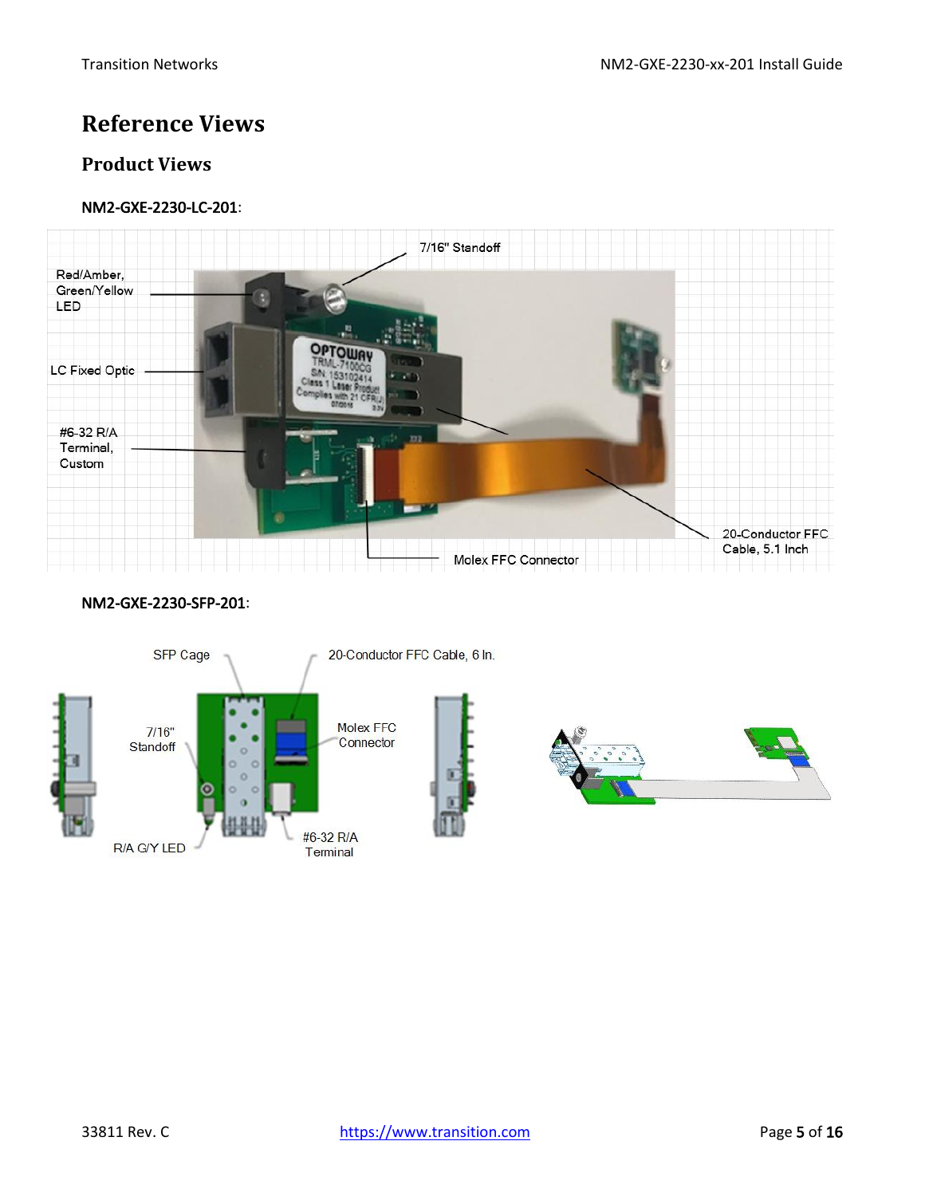# Reference Views

## Product Views

**NM2-GXE-2230-LC-201**:

Red/Amber, Green/Yellow LED

LC Fixed Optic

#6-32 R/A Terminal, Custom

7/16" Standoff

Molex FFC Connector

20-Conductor FFC Cable, 5.1 Inch

**NM2-GXE-2230-SFP-201**:

SFP Cage

20-Conductor FFC Cable, 6 In.

7/16" Standoff

Molex FFC Connector

R/A G/Y LED

#6-32 R/A Terminal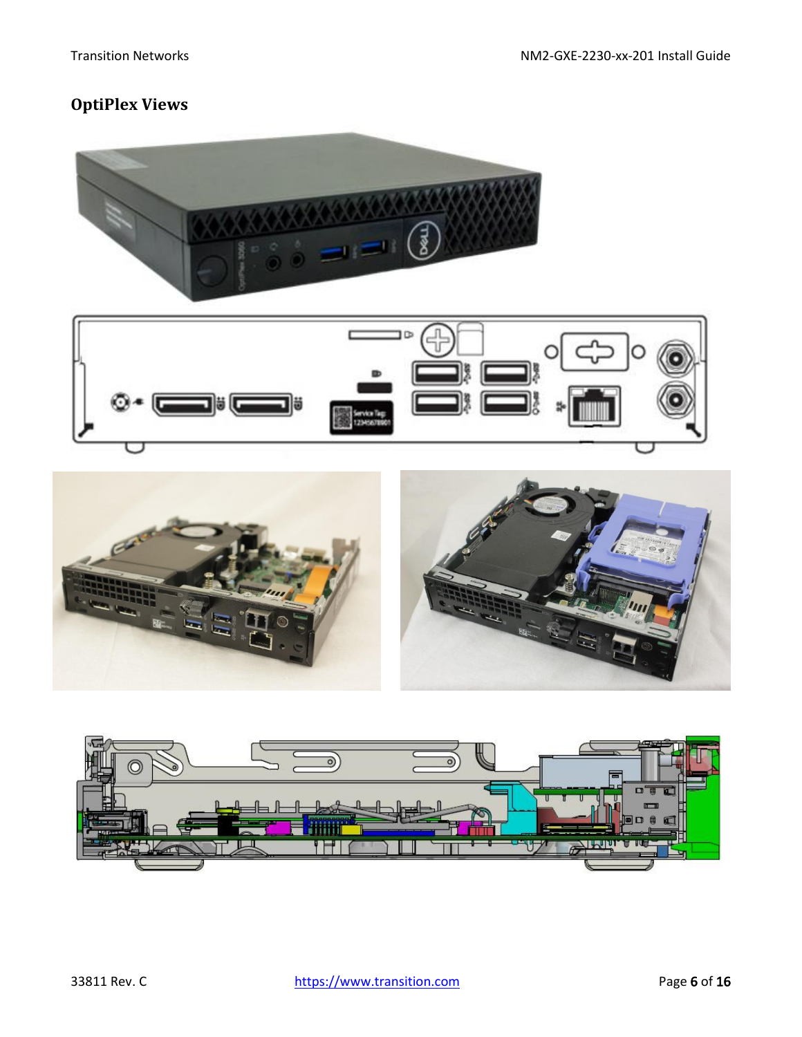## OptiPlex Views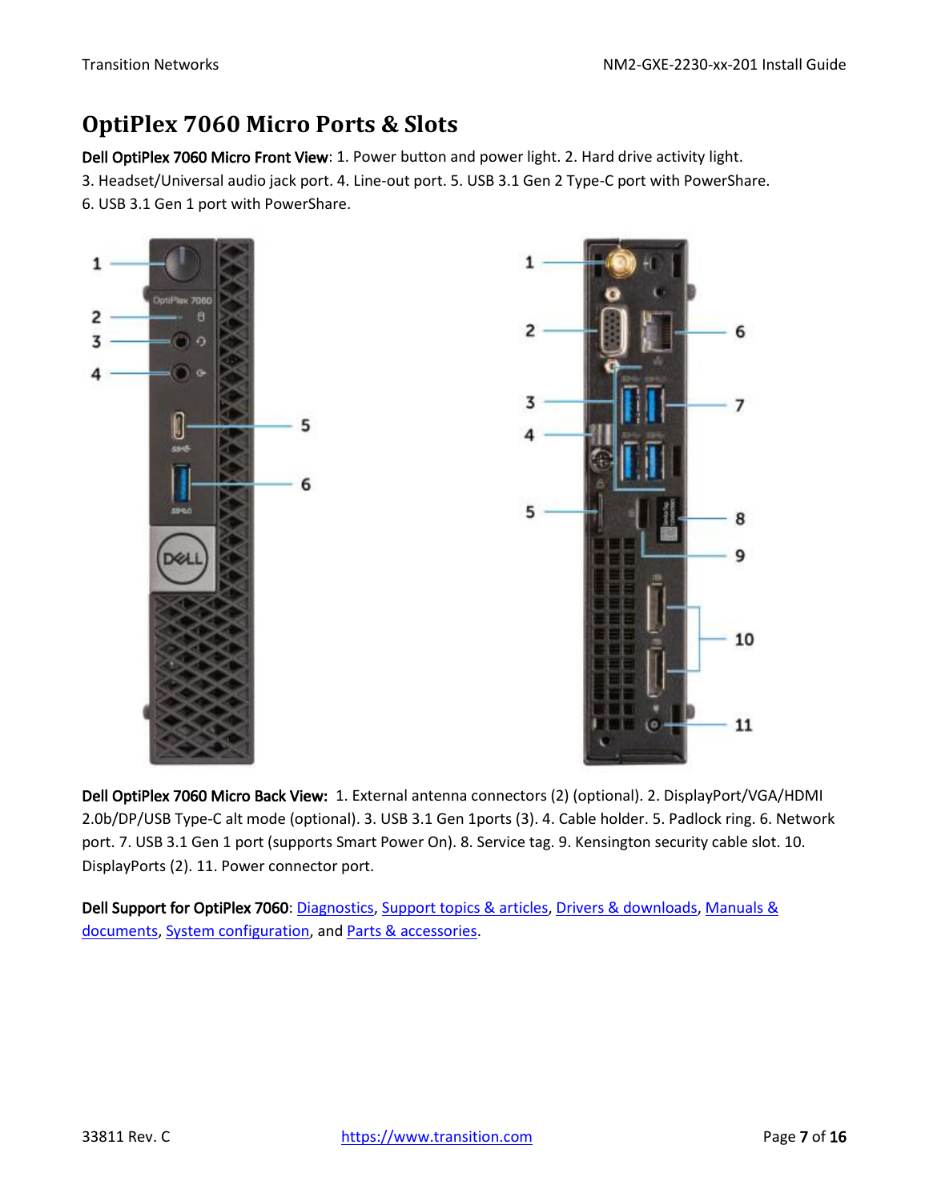# OptiPlex 7060 Micro Ports & Slots

**Dell OptiPlex 7060 Micro Front View**: 1. Power button and power light. 2. Hard drive activity light. 3. Headset/Universal audio jack port. 4. Line-out port. 5. USB 3.1 Gen 2 Type-C port with PowerShare. 6. USB 3.1 Gen 1 port with PowerShare.

**Dell OptiPlex 7060 Micro Back View:** 1. External antenna connectors (2) (optional). 2. DisplayPort/VGA/HDMI 2.0b/DP/USB Type-C alt mode (optional). 3. USB 3.1 Gen 1ports (3). 4. Cable holder. 5. Padlock ring. 6. Network port. 7. USB 3.1 Gen 1 port (supports Smart Power On). 8. Service tag. 9. Kensington security cable slot. 10. DisplayPorts (2). 11. Power connector port.

**Dell Support for OptiPlex 7060**: Diagnostics, Support topics & articles, Drivers & downloads, Manuals & documents, System configuration, and Parts & accessories.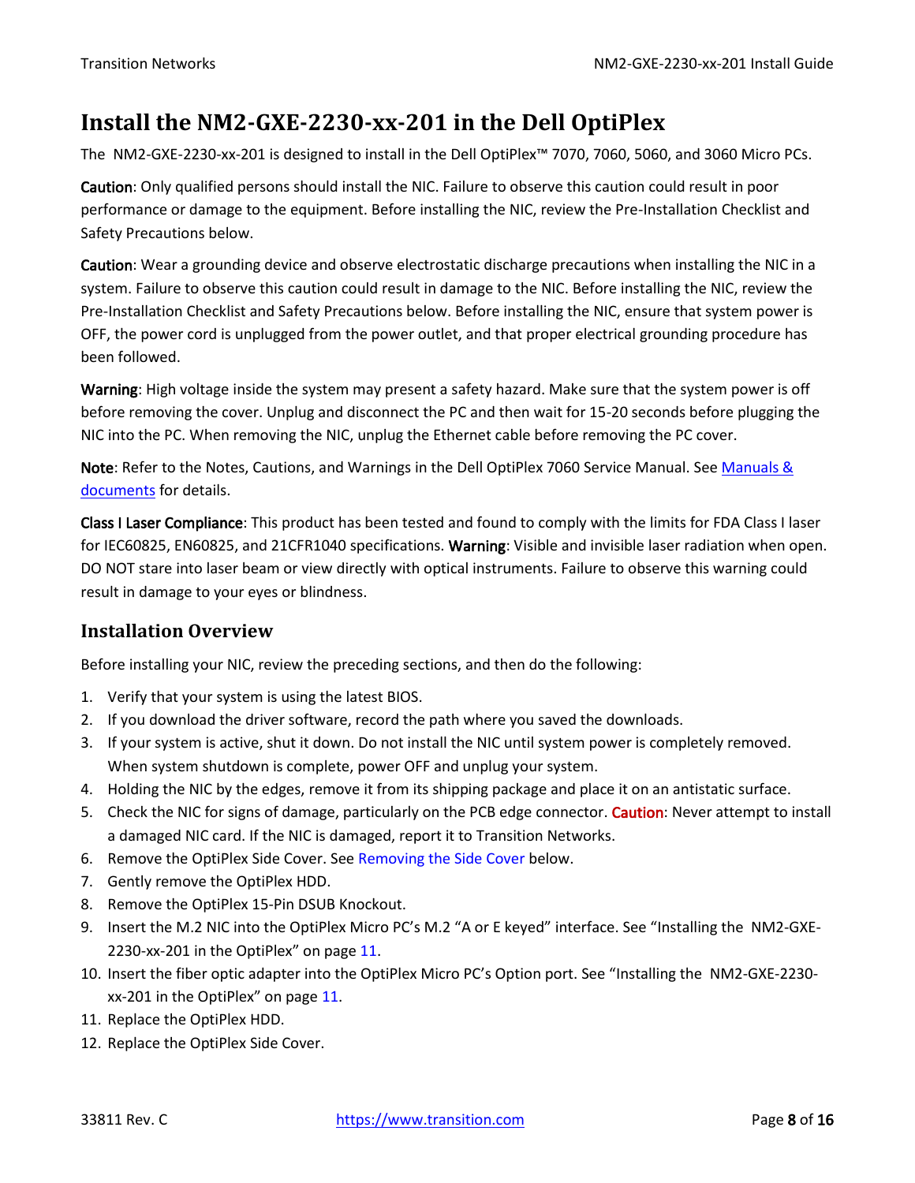# Install the NM2-GXE-2230-xx-201 in the Dell OptiPlex

The NM2-GXE-2230-xx-201 is designed to install in the Dell OptiPlex™ 7070, 7060, 5060, and 3060 Micro PCs.

**Caution**: Only qualified persons should install the NIC. Failure to observe this caution could result in poor performance or damage to the equipment. Before installing the NIC, review the Pre-Installation Checklist and Safety Precautions below.

**Caution**: Wear a grounding device and observe electrostatic discharge precautions when installing the NIC in a system. Failure to observe this caution could result in damage to the NIC. Before installing the NIC, review the Pre-Installation Checklist and Safety Precautions below. Before installing the NIC, ensure that system power is OFF, the power cord is unplugged from the power outlet, and that proper electrical grounding procedure has been followed.

**Warning**: High voltage inside the system may present a safety hazard. Make sure that the system power is off before removing the cover. Unplug and disconnect the PC and then wait for 15-20 seconds before plugging the NIC into the PC. When removing the NIC, unplug the Ethernet cable before removing the PC cover.

**Note**: Refer to the Notes, Cautions, and Warnings in the Dell OptiPlex 7060 Service Manual. See Manuals & documents for details.

**Class I Laser Compliance**: This product has been tested and found to comply with the limits for FDA Class I laser for IEC60825, EN60825, and 21CFR1040 specifications. **Warning**: Visible and invisible laser radiation when open. DO NOT stare into laser beam or view directly with optical instruments. Failure to observe this warning could result in damage to your eyes or blindness.

## Installation Overview

Before installing your NIC, review the preceding sections, and then do the following:

1. Verify that your system is using the latest BIOS.
2. If you download the driver software, record the path where you saved the downloads.
3. If your system is active, shut it down. Do not install the NIC until system power is completely removed. When system shutdown is complete, power OFF and unplug your system.
4. Holding the NIC by the edges, remove it from its shipping package and place it on an antistatic surface.
5. Check the NIC for signs of damage, particularly on the PCB edge connector. **Caution**: Never attempt to install a damaged NIC card. If the NIC is damaged, report it to Transition Networks.
6. Remove the OptiPlex Side Cover. See Removing the Side Cover below.
7. Gently remove the OptiPlex HDD.
8. Remove the OptiPlex 15-Pin DSUB Knockout.
9. Insert the M.2 NIC into the OptiPlex Micro PC's M.2 "A or E keyed" interface. See "Installing the NM2-GXE-2230-xx-201 in the OptiPlex" on page 11.
10. Insert the fiber optic adapter into the OptiPlex Micro PC's Option port. See "Installing the NM2-GXE-2230-xx-201 in the OptiPlex" on page 11.
11. Replace the OptiPlex HDD.
12. Replace the OptiPlex Side Cover.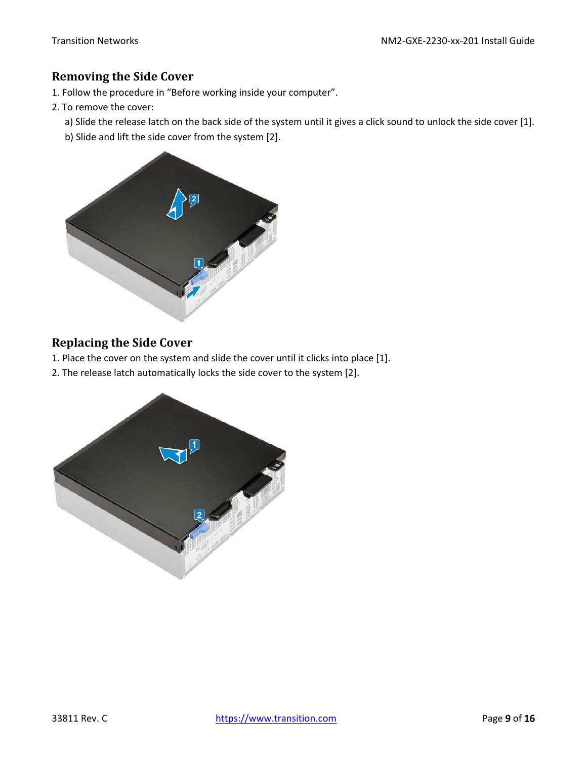## Removing the Side Cover

1. Follow the procedure in “Before working inside your computer”.
2. To remove the cover:
   a) Slide the release latch on the back side of the system until it gives a click sound to unlock the side cover [1].
   b) Slide and lift the side cover from the system [2].

## Replacing the Side Cover

1. Place the cover on the system and slide the cover until it clicks into place [1].
2. The release latch automatically locks the side cover to the system [2].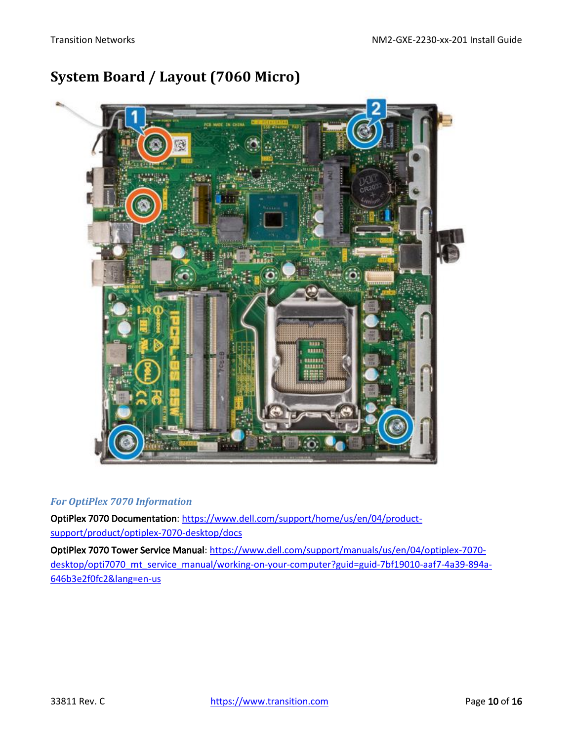# System Board / Layout (7060 Micro)

*For OptiPlex 7070 Information*

**OptiPlex 7070 Documentation**: https://www.dell.com/support/home/us/en/04/product-support/product/optiplex-7070-desktop/docs

**OptiPlex 7070 Tower Service Manual**: https://www.dell.com/support/manuals/us/en/04/optiplex-7070-desktop/opti7070_mt_service_manual/working-on-your-computer?guid=guid-7bf19010-aaf7-4a39-894a-646b3e2f0fc2&lang=en-us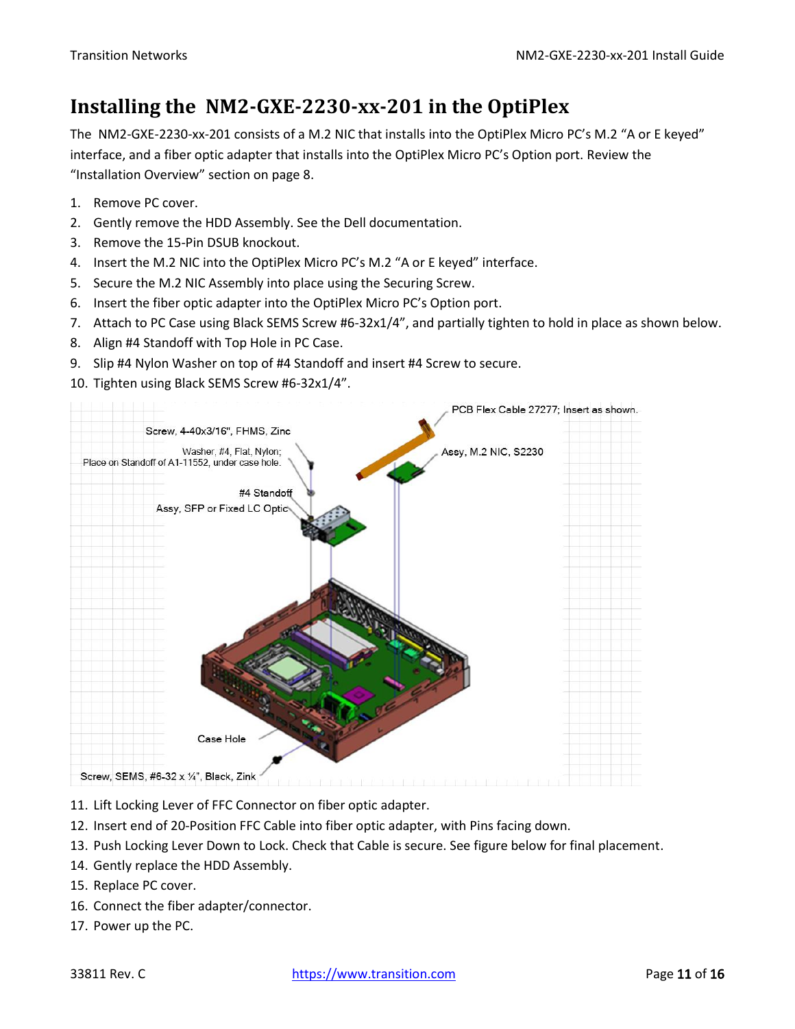# Installing the NM2-GXE-2230-xx-201 in the OptiPlex

The NM2-GXE-2230-xx-201 consists of a M.2 NIC that installs into the OptiPlex Micro PC's M.2 "A or E keyed" interface, and a fiber optic adapter that installs into the OptiPlex Micro PC's Option port. Review the "Installation Overview" section on page 8.

1. Remove PC cover.
2. Gently remove the HDD Assembly. See the Dell documentation.
3. Remove the 15-Pin DSUB knockout.
4. Insert the M.2 NIC into the OptiPlex Micro PC's M.2 "A or E keyed" interface.
5. Secure the M.2 NIC Assembly into place using the Securing Screw.
6. Insert the fiber optic adapter into the OptiPlex Micro PC's Option port.
7. Attach to PC Case using Black SEMS Screw #6-32x1/4", and partially tighten to hold in place as shown below.
8. Align #4 Standoff with Top Hole in PC Case.
9. Slip #4 Nylon Washer on top of #4 Standoff and insert #4 Screw to secure.
10. Tighten using Black SEMS Screw #6-32x1/4".

PCB Flex Cable 27277; Insert as shown.
Screw, 4-40x3/16", FHMS, Zinc
Washer, #4, Flat, Nylon; Place on Standoff of A1-11552, under case hole.
Assy, M.2 NIC, S2230
#4 Standoff
Assy, SFP or Fixed LC Optic
Case Hole
Screw, SEMS, #6-32 x ¼", Black, Zink

11. Lift Locking Lever of FFC Connector on fiber optic adapter.
12. Insert end of 20-Position FFC Cable into fiber optic adapter, with Pins facing down.
13. Push Locking Lever Down to Lock. Check that Cable is secure. See figure below for final placement.
14. Gently replace the HDD Assembly.
15. Replace PC cover.
16. Connect the fiber adapter/connector.
17. Power up the PC.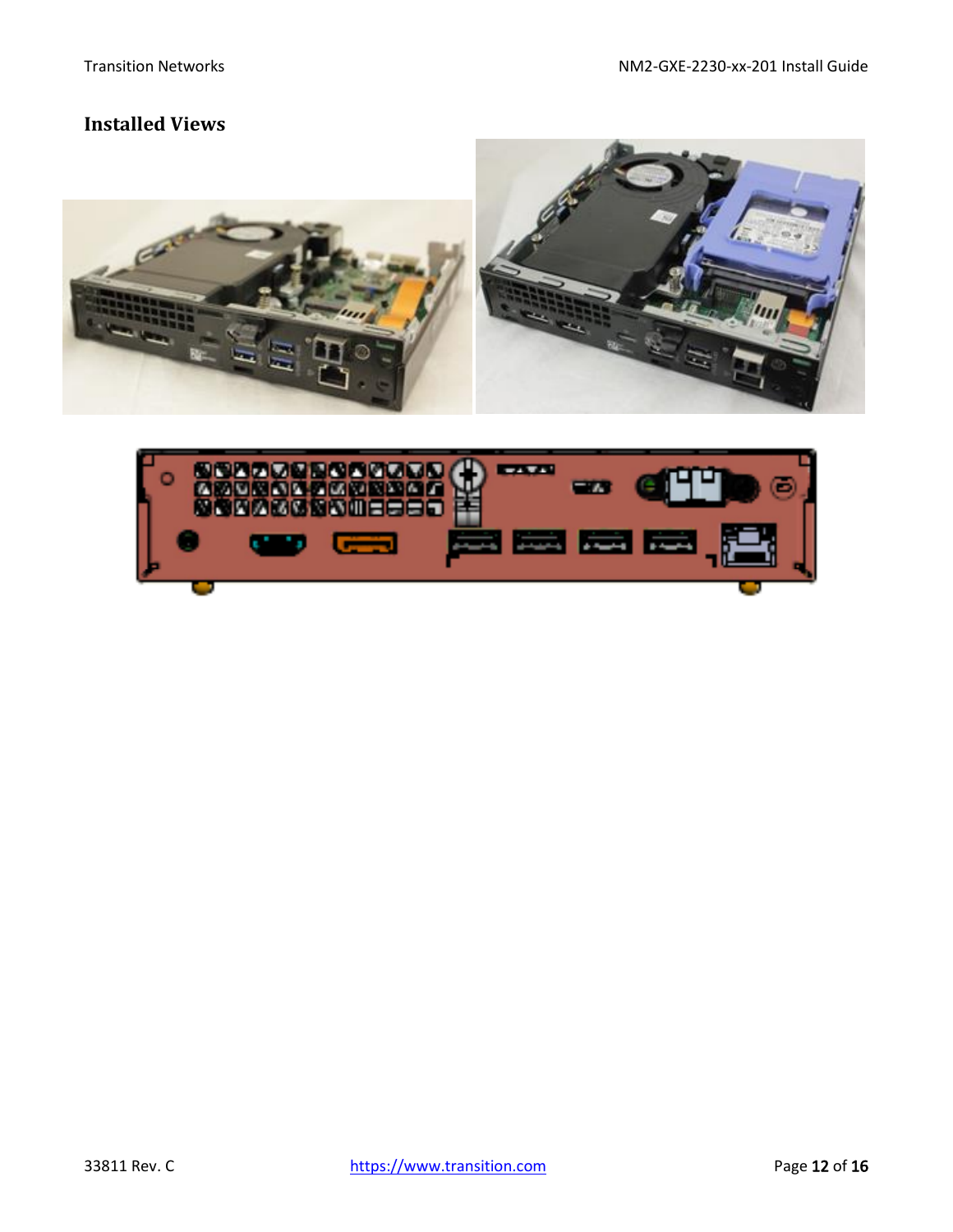## Installed Views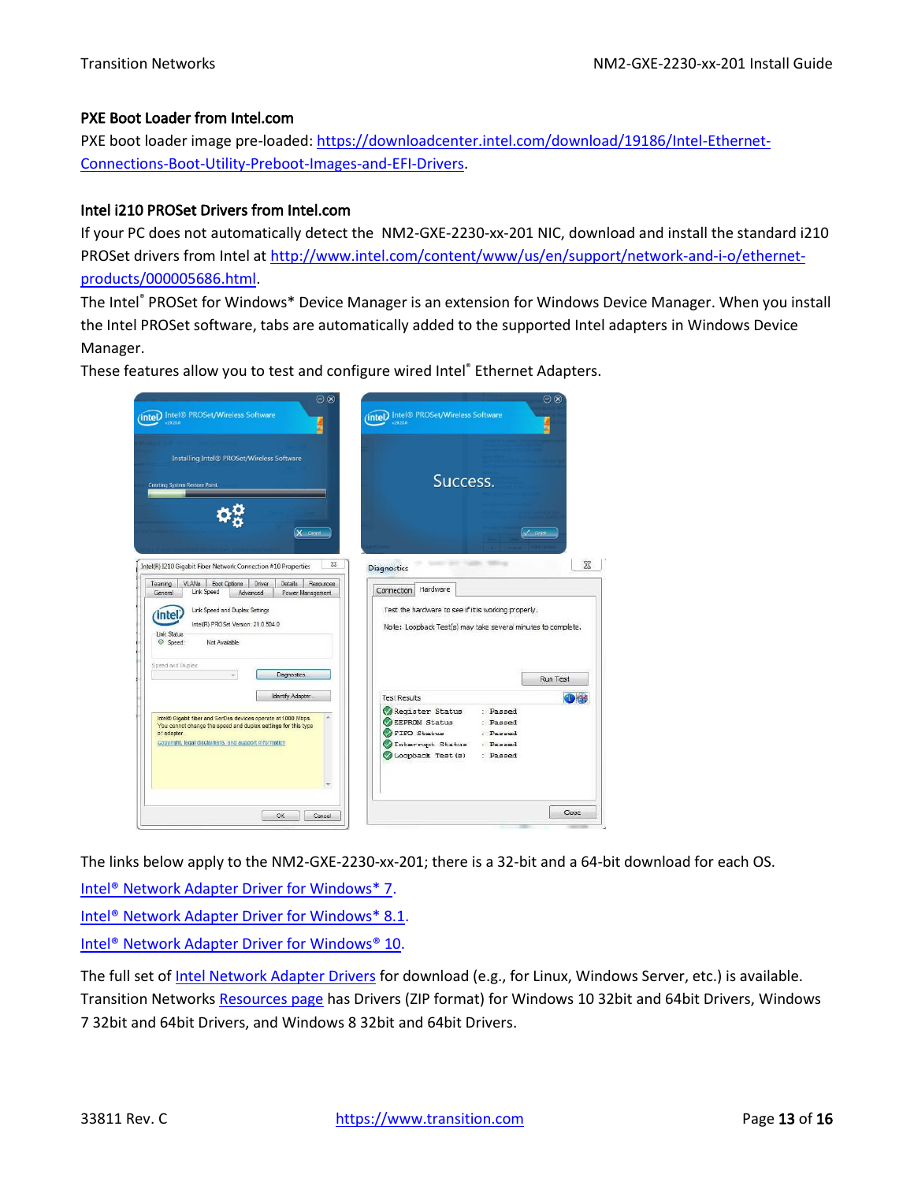### PXE Boot Loader from Intel.com

PXE boot loader image pre-loaded: [https://downloadcenter.intel.com/download/19186/Intel-Ethernet-Connections-Boot-Utility-Preboot-Images-and-EFI-Drivers](https://downloadcenter.intel.com/download/19186/Intel-Ethernet-Connections-Boot-Utility-Preboot-Images-and-EFI-Drivers).

### Intel i210 PROSet Drivers from Intel.com

If your PC does not automatically detect the NM2-GXE-2230-xx-201 NIC, download and install the standard i210 PROSet drivers from Intel at [http://www.intel.com/content/www/us/en/support/network-and-i-o/ethernet-products/000005686.html](http://www.intel.com/content/www/us/en/support/network-and-i-o/ethernet-products/000005686.html).

The Intel® PROSet for Windows* Device Manager is an extension for Windows Device Manager. When you install the Intel PROSet software, tabs are automatically added to the supported Intel adapters in Windows Device Manager.

These features allow you to test and configure wired Intel® Ethernet Adapters.

The links below apply to the NM2-GXE-2230-xx-201; there is a 32-bit and a 64-bit download for each OS.

[Intel® Network Adapter Driver for Windows* 7](#).

[Intel® Network Adapter Driver for Windows* 8.1](#).

[Intel® Network Adapter Driver for Windows® 10](#).

The full set of [Intel Network Adapter Drivers](#) for download (e.g., for Linux, Windows Server, etc.) is available. Transition Networks [Resources page](#) has Drivers (ZIP format) for Windows 10 32bit and 64bit Drivers, Windows 7 32bit and 64bit Drivers, and Windows 8 32bit and 64bit Drivers.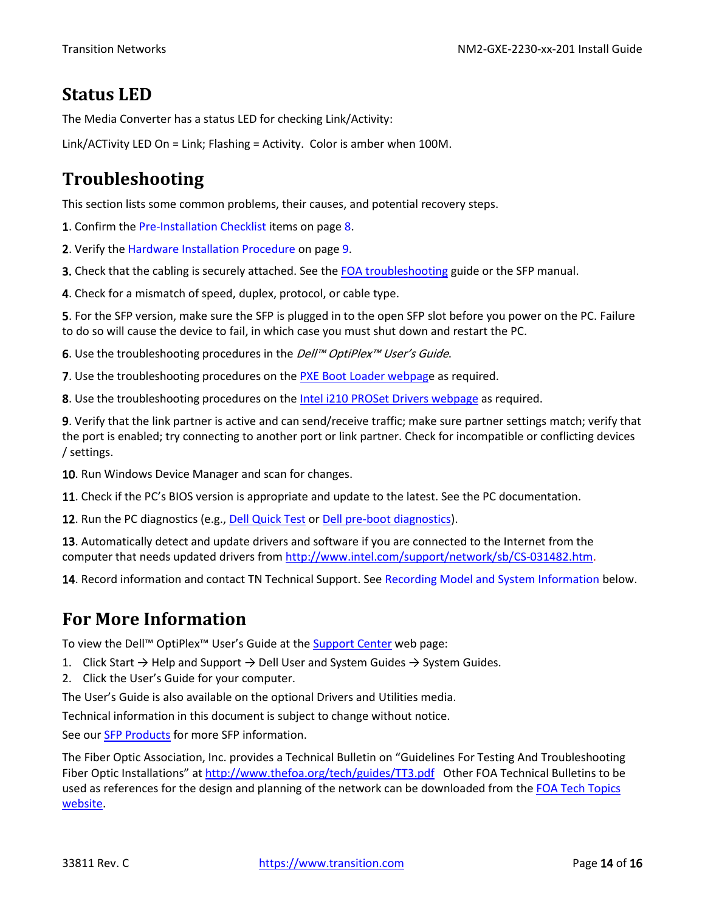## Status LED

The Media Converter has a status LED for checking Link/Activity:

Link/ACTivity LED On = Link; Flashing = Activity.  Color is amber when 100M.

## Troubleshooting

This section lists some common problems, their causes, and potential recovery steps.

**1**. Confirm the Pre-Installation Checklist items on page 8.

**2**. Verify the Hardware Installation Procedure on page 9.

**3**. Check that the cabling is securely attached. See the FOA troubleshooting guide or the SFP manual.

**4**. Check for a mismatch of speed, duplex, protocol, or cable type.

**5**. For the SFP version, make sure the SFP is plugged in to the open SFP slot before you power on the PC. Failure to do so will cause the device to fail, in which case you must shut down and restart the PC.

**6**. Use the troubleshooting procedures in the *Dell™ OptiPlex™ User's Guide*.

**7**. Use the troubleshooting procedures on the PXE Boot Loader webpage as required.

**8**. Use the troubleshooting procedures on the Intel i210 PROSet Drivers webpage as required.

**9**. Verify that the link partner is active and can send/receive traffic; make sure partner settings match; verify that the port is enabled; try connecting to another port or link partner. Check for incompatible or conflicting devices / settings.

**10**. Run Windows Device Manager and scan for changes.

**11**. Check if the PC's BIOS version is appropriate and update to the latest. See the PC documentation.

**12**. Run the PC diagnostics (e.g., Dell Quick Test or Dell pre-boot diagnostics).

**13**. Automatically detect and update drivers and software if you are connected to the Internet from the computer that needs updated drivers from http://www.intel.com/support/network/sb/CS-031482.htm.

**14**. Record information and contact TN Technical Support. See Recording Model and System Information below.

## For More Information

To view the Dell™ OptiPlex™ User's Guide at the Support Center web page:

1. Click Start → Help and Support → Dell User and System Guides → System Guides.
2. Click the User's Guide for your computer.

The User's Guide is also available on the optional Drivers and Utilities media.

Technical information in this document is subject to change without notice.

See our SFP Products for more SFP information.

The Fiber Optic Association, Inc. provides a Technical Bulletin on "Guidelines For Testing And Troubleshooting Fiber Optic Installations" at http://www.thefoa.org/tech/guides/TT3.pdf   Other FOA Technical Bulletins to be used as references for the design and planning of the network can be downloaded from the FOA Tech Topics website.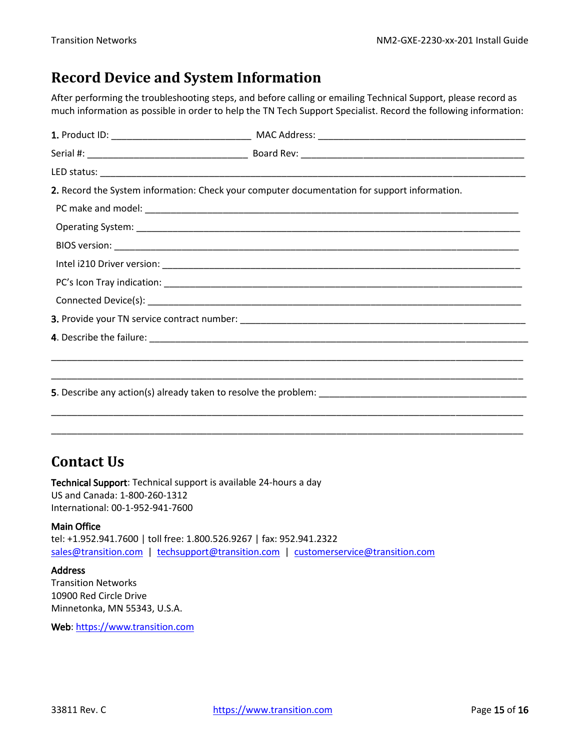## Record Device and System Information

After performing the troubleshooting steps, and before calling or emailing Technical Support, please record as much information as possible in order to help the TN Tech Support Specialist. Record the following information:

**1.** Product ID: ___________________________ MAC Address: ________________________________________

Serial #: ______________________________ Board Rev: ___________________________________________

LED status: ______________________________________________________________________________

**2.** Record the System information: Check your computer documentation for support information.

PC make and model: _________________________________________________________________________

Operating System: __________________________________________________________________________

BIOS version: ______________________________________________________________________________

Intel i210 Driver version: ____________________________________________________________________

PC's Icon Tray indication: ____________________________________________________________________

Connected Device(s): _________________________________________________________________________

**3.** Provide your TN service contract number: _________________________________________________

**4**. Describe the failure: ____________________________________________________________________

__________________________________________________________________________________________

__________________________________________________________________________________________

**5**. Describe any action(s) already taken to resolve the problem: ______________________________________

__________________________________________________________________________________________

__________________________________________________________________________________________

## Contact Us

**Technical Support**: Technical support is available 24-hours a day
US and Canada: 1-800-260-1312
International: 00-1-952-941-7600

**Main Office**
tel: +1.952.941.7600 | toll free: 1.800.526.9267 | fax: 952.941.2322
sales@transition.com | techsupport@transition.com | customerservice@transition.com

**Address**
Transition Networks
10900 Red Circle Drive
Minnetonka, MN 55343, U.S.A.

**Web**: https://www.transition.com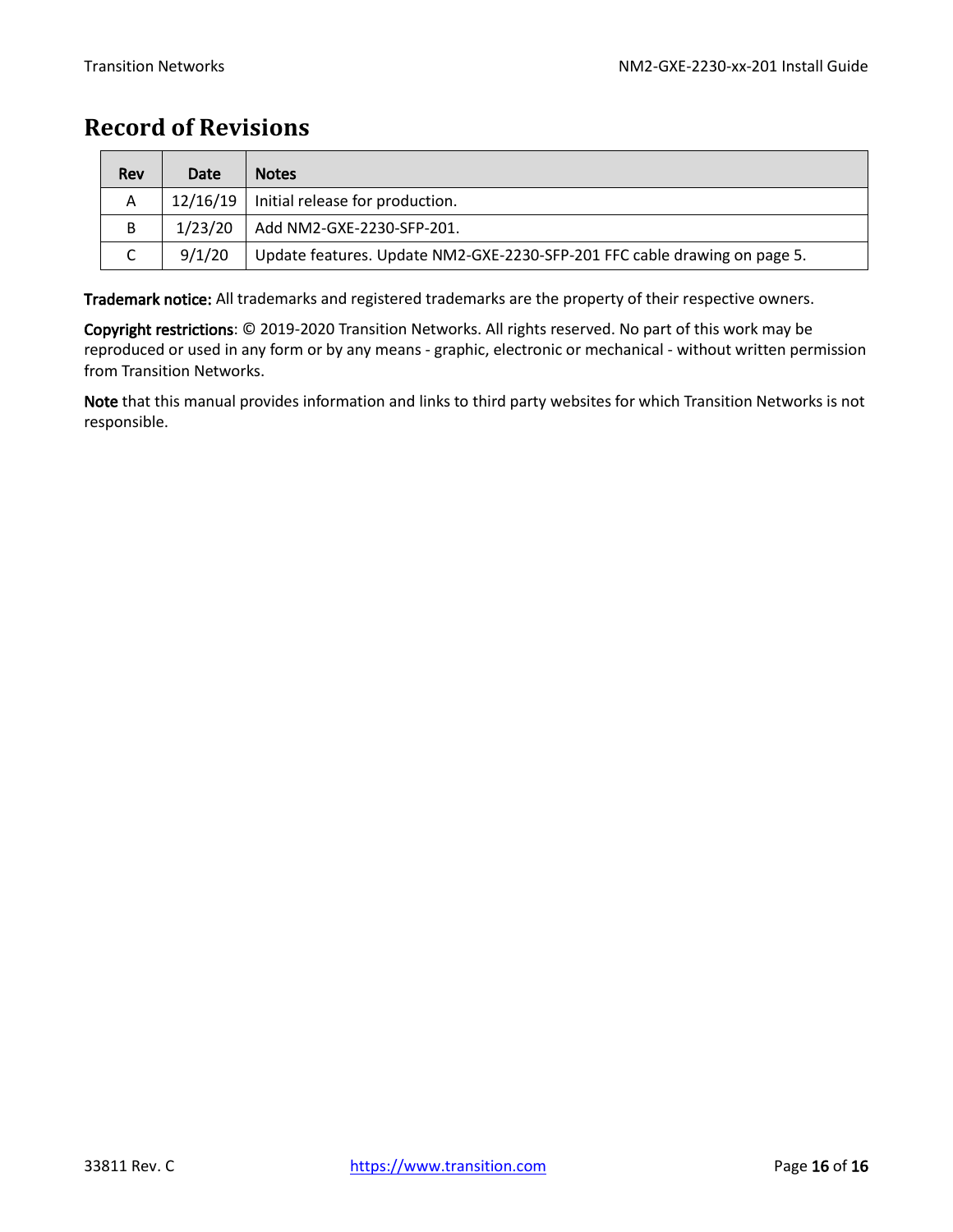# Record of Revisions

| Rev | Date | Notes |
|---|---|---|
| A | 12/16/19 | Initial release for production. |
| B | 1/23/20 | Add NM2-GXE-2230-SFP-201. |
| C | 9/1/20 | Update features. Update NM2-GXE-2230-SFP-201 FFC cable drawing on page 5. |

**Trademark notice:** All trademarks and registered trademarks are the property of their respective owners.

**Copyright restrictions**: © 2019-2020 Transition Networks. All rights reserved. No part of this work may be reproduced or used in any form or by any means - graphic, electronic or mechanical - without written permission from Transition Networks.

**Note** that this manual provides information and links to third party websites for which Transition Networks is not responsible.